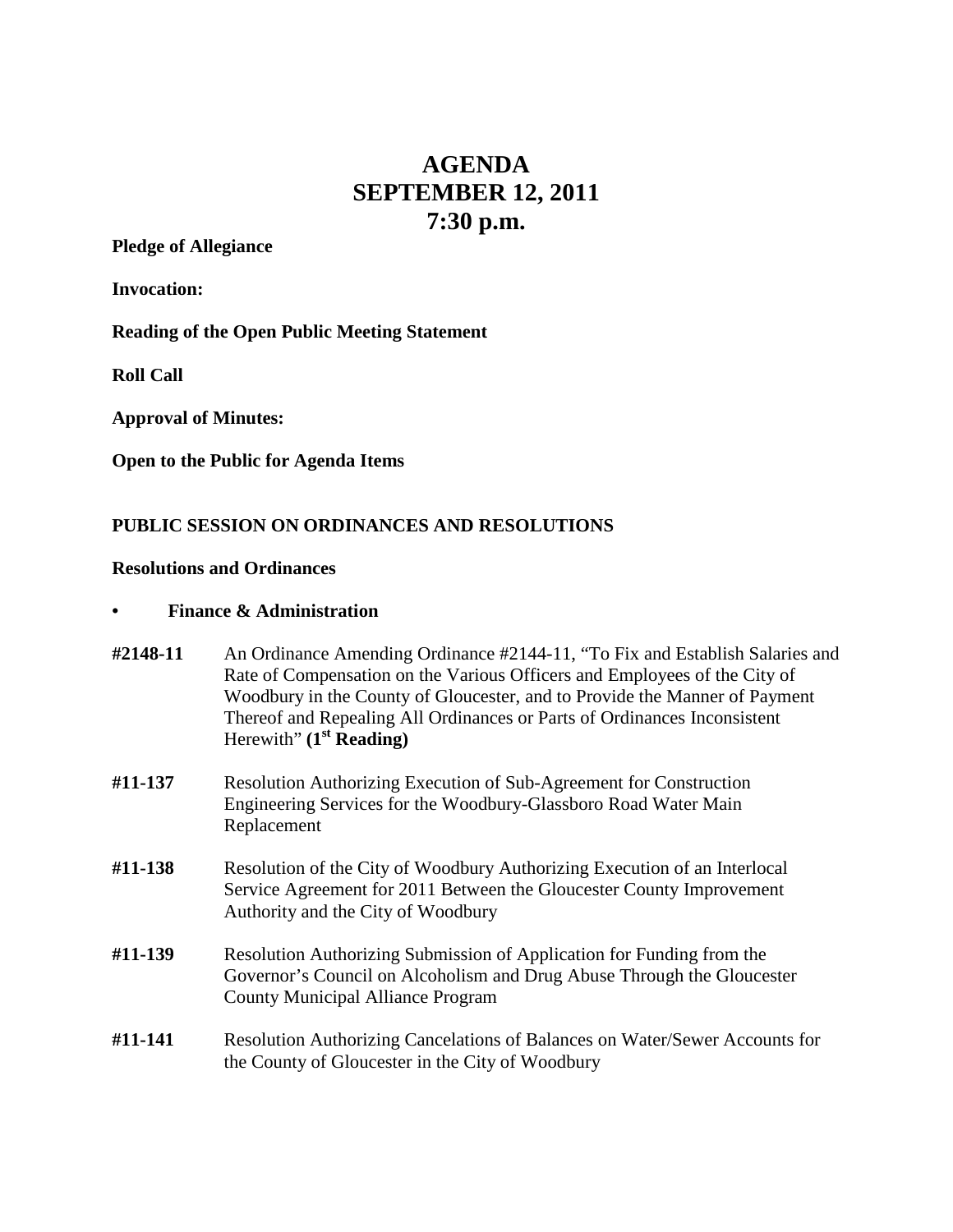# AGENDA
# SEPTEMBER 12, 2011
# 7:30 p.m.

**Pledge of Allegiance**

**Invocation:**

**Reading of the Open Public Meeting Statement**

**Roll Call**

**Approval of Minutes:**

**Open to the Public for Agenda Items**

**PUBLIC SESSION ON ORDINANCES AND RESOLUTIONS**

**Resolutions and Ordinances**

- **Finance & Administration**

**#2148-11** An Ordinance Amending Ordinance #2144-11, "To Fix and Establish Salaries and Rate of Compensation on the Various Officers and Employees of the City of Woodbury in the County of Gloucester, and to Provide the Manner of Payment Thereof and Repealing All Ordinances or Parts of Ordinances Inconsistent Herewith" **(1st Reading)**

**#11-137** Resolution Authorizing Execution of Sub-Agreement for Construction Engineering Services for the Woodbury-Glassboro Road Water Main Replacement

**#11-138** Resolution of the City of Woodbury Authorizing Execution of an Interlocal Service Agreement for 2011 Between the Gloucester County Improvement Authority and the City of Woodbury

**#11-139** Resolution Authorizing Submission of Application for Funding from the Governor's Council on Alcoholism and Drug Abuse Through the Gloucester County Municipal Alliance Program

**#11-141** Resolution Authorizing Cancelations of Balances on Water/Sewer Accounts for the County of Gloucester in the City of Woodbury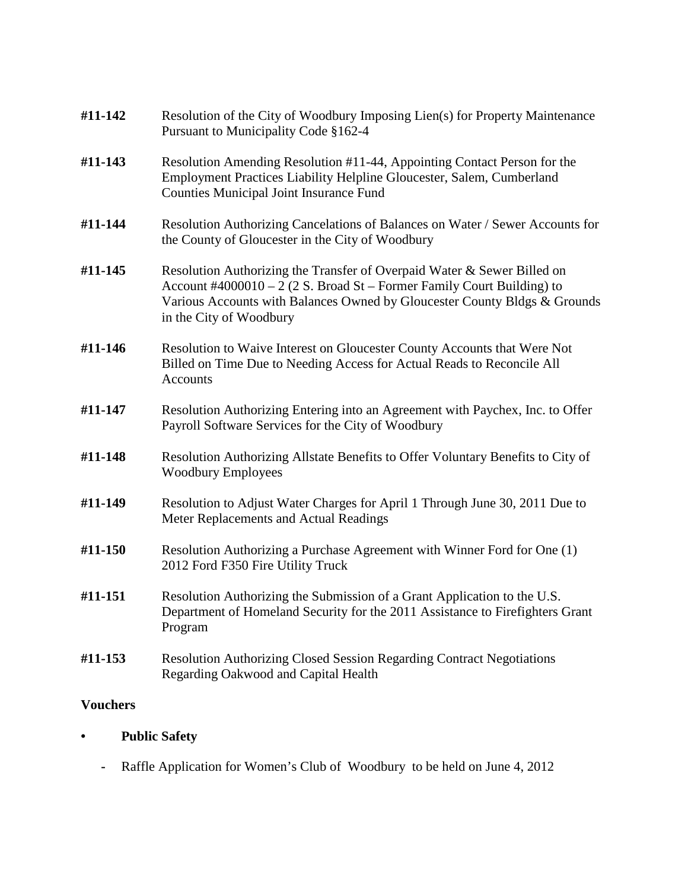**#11-142** Resolution of the City of Woodbury Imposing Lien(s) for Property Maintenance Pursuant to Municipality Code §162-4

**#11-143** Resolution Amending Resolution #11-44, Appointing Contact Person for the Employment Practices Liability Helpline Gloucester, Salem, Cumberland Counties Municipal Joint Insurance Fund

**#11-144** Resolution Authorizing Cancelations of Balances on Water / Sewer Accounts for the County of Gloucester in the City of Woodbury

**#11-145** Resolution Authorizing the Transfer of Overpaid Water & Sewer Billed on Account #4000010 – 2 (2 S. Broad St – Former Family Court Building) to Various Accounts with Balances Owned by Gloucester County Bldgs & Grounds in the City of Woodbury

**#11-146** Resolution to Waive Interest on Gloucester County Accounts that Were Not Billed on Time Due to Needing Access for Actual Reads to Reconcile All Accounts

**#11-147** Resolution Authorizing Entering into an Agreement with Paychex, Inc. to Offer Payroll Software Services for the City of Woodbury

**#11-148** Resolution Authorizing Allstate Benefits to Offer Voluntary Benefits to City of Woodbury Employees

**#11-149** Resolution to Adjust Water Charges for April 1 Through June 30, 2011 Due to Meter Replacements and Actual Readings

**#11-150** Resolution Authorizing a Purchase Agreement with Winner Ford for One (1) 2012 Ford F350 Fire Utility Truck

**#11-151** Resolution Authorizing the Submission of a Grant Application to the U.S. Department of Homeland Security for the 2011 Assistance to Firefighters Grant Program

**#11-153** Resolution Authorizing Closed Session Regarding Contract Negotiations Regarding Oakwood and Capital Health

**Vouchers**

- **Public Safety**
  - Raffle Application for Women's Club of Woodbury to be held on June 4, 2012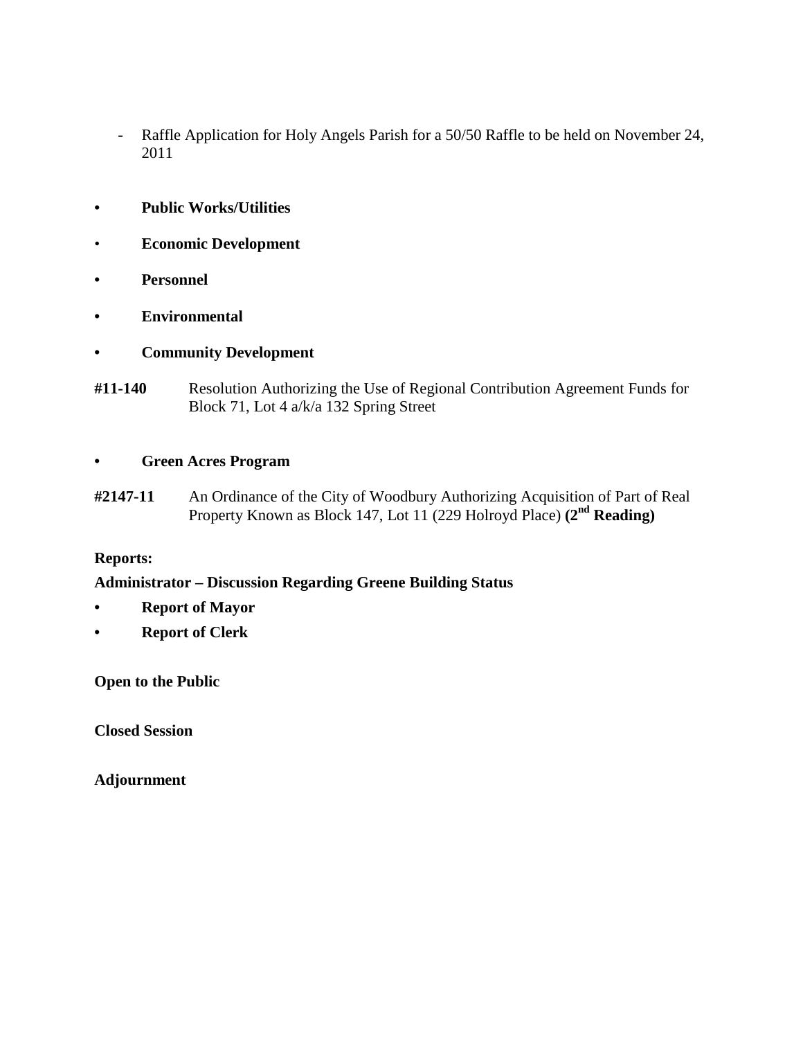- Raffle Application for Holy Angels Parish for a 50/50 Raffle to be held on November 24, 2011

- **Public Works/Utilities**
- **Economic Development**
- **Personnel**
- **Environmental**
- **Community Development**

**#11-140** Resolution Authorizing the Use of Regional Contribution Agreement Funds for Block 71, Lot 4 a/k/a 132 Spring Street

- **Green Acres Program**

**#2147-11** An Ordinance of the City of Woodbury Authorizing Acquisition of Part of Real Property Known as Block 147, Lot 11 (229 Holroyd Place) **(2nd Reading)**

**Reports:**

**Administrator – Discussion Regarding Greene Building Status**

- **Report of Mayor**
- **Report of Clerk**

**Open to the Public**

**Closed Session**

**Adjournment**